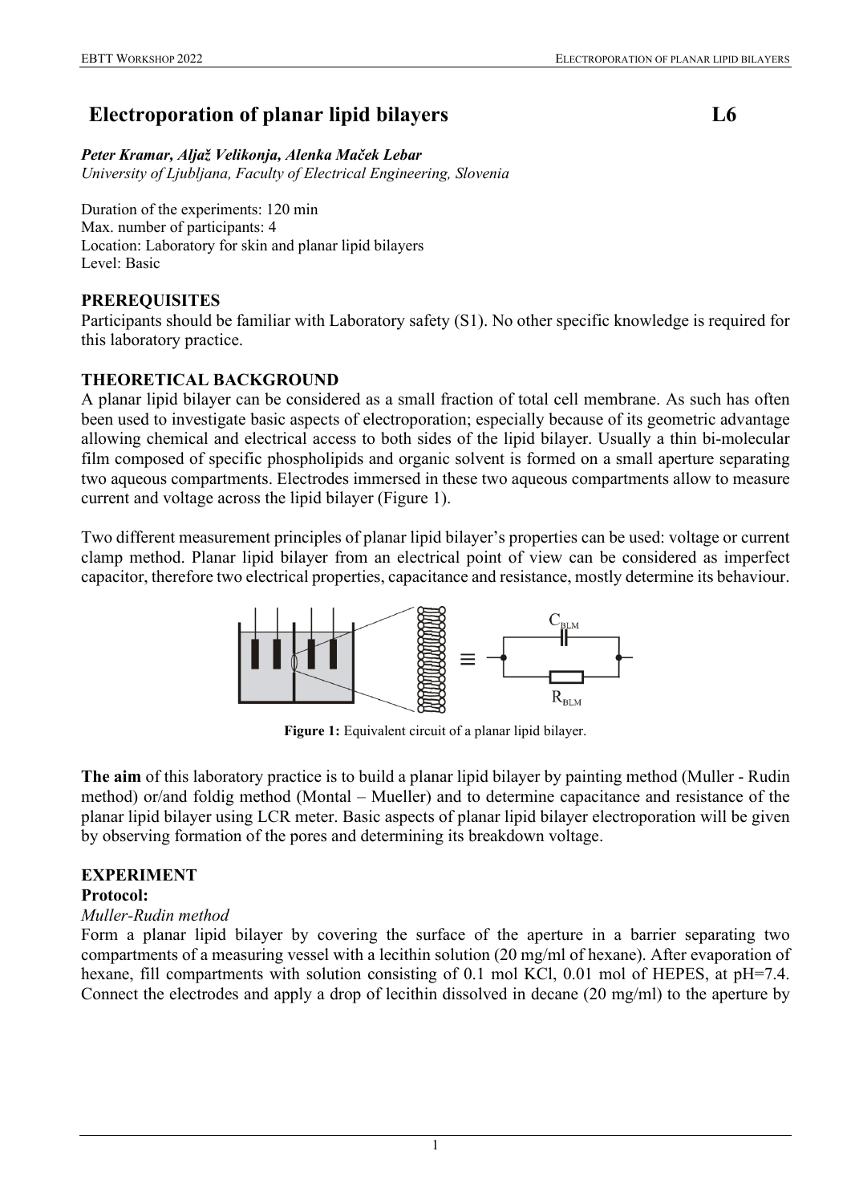# Electroporation of planar lipid bilayers L6

***Peter Kramar, Aljaž Velikonja, Alenka Maček Lebar***
*University of Ljubljana, Faculty of Electrical Engineering, Slovenia*

Duration of the experiments: 120 min
Max. number of participants: 4
Location: Laboratory for skin and planar lipid bilayers
Level: Basic

## PREREQUISITES

Participants should be familiar with Laboratory safety (S1). No other specific knowledge is required for this laboratory practice.

## THEORETICAL BACKGROUND

A planar lipid bilayer can be considered as a small fraction of total cell membrane. As such has often been used to investigate basic aspects of electroporation; especially because of its geometric advantage allowing chemical and electrical access to both sides of the lipid bilayer. Usually a thin bi-molecular film composed of specific phospholipids and organic solvent is formed on a small aperture separating two aqueous compartments. Electrodes immersed in these two aqueous compartments allow to measure current and voltage across the lipid bilayer (Figure 1).

Two different measurement principles of planar lipid bilayer's properties can be used: voltage or current clamp method. Planar lipid bilayer from an electrical point of view can be considered as imperfect capacitor, therefore two electrical properties, capacitance and resistance, mostly determine its behaviour.

**Figure 1:** Equivalent circuit of a planar lipid bilayer.

**The aim** of this laboratory practice is to build a planar lipid bilayer by painting method (Muller - Rudin method) or/and foldig method (Montal – Mueller) and to determine capacitance and resistance of the planar lipid bilayer using LCR meter. Basic aspects of planar lipid bilayer electroporation will be given by observing formation of the pores and determining its breakdown voltage.

## EXPERIMENT

### Protocol:

*Muller-Rudin method*

Form a planar lipid bilayer by covering the surface of the aperture in a barrier separating two compartments of a measuring vessel with a lecithin solution (20 mg/ml of hexane). After evaporation of hexane, fill compartments with solution consisting of 0.1 mol KCl, 0.01 mol of HEPES, at pH=7.4. Connect the electrodes and apply a drop of lecithin dissolved in decane (20 mg/ml) to the aperture by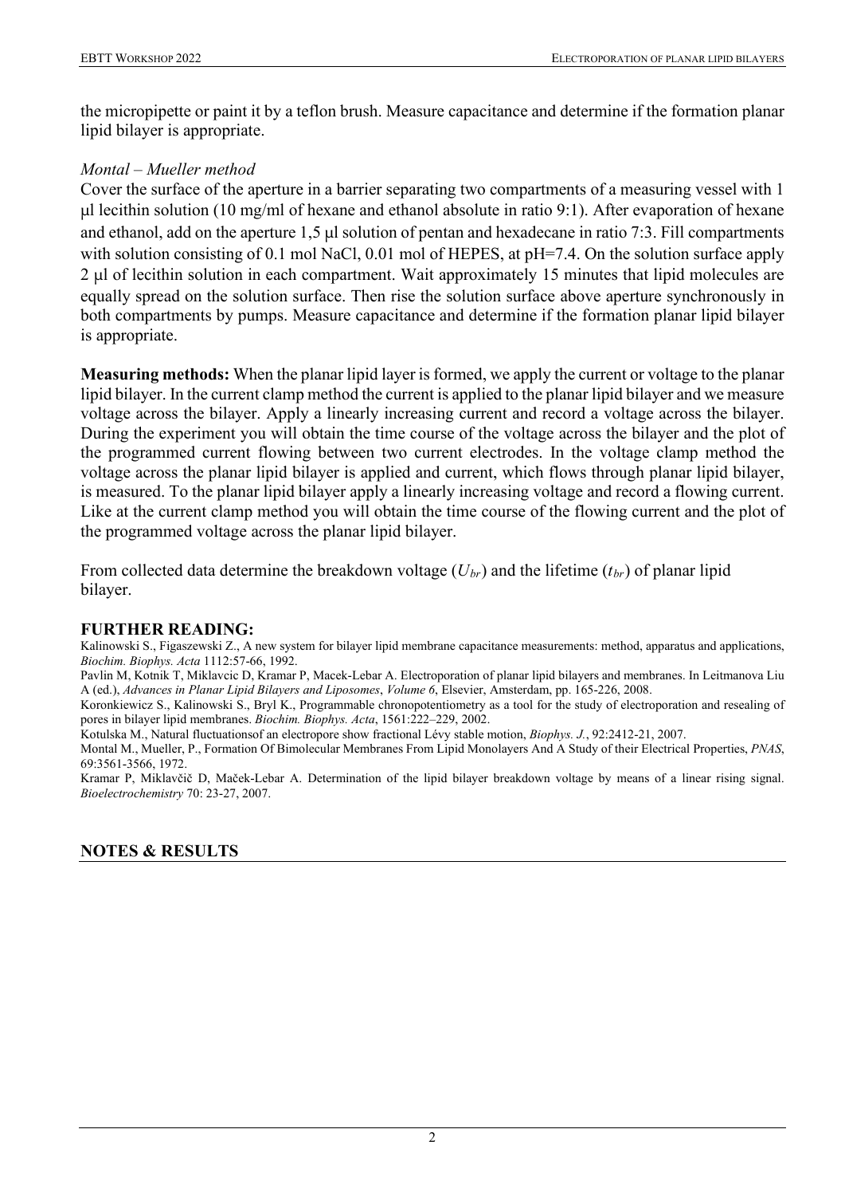the micropipette or paint it by a teflon brush. Measure capacitance and determine if the formation planar lipid bilayer is appropriate.

*Montal – Mueller method*

Cover the surface of the aperture in a barrier separating two compartments of a measuring vessel with 1 µl lecithin solution (10 mg/ml of hexane and ethanol absolute in ratio 9:1). After evaporation of hexane and ethanol, add on the aperture 1,5 µl solution of pentan and hexadecane in ratio 7:3. Fill compartments with solution consisting of 0.1 mol NaCl, 0.01 mol of HEPES, at pH=7.4. On the solution surface apply 2 µl of lecithin solution in each compartment. Wait approximately 15 minutes that lipid molecules are equally spread on the solution surface. Then rise the solution surface above aperture synchronously in both compartments by pumps. Measure capacitance and determine if the formation planar lipid bilayer is appropriate.

**Measuring methods:** When the planar lipid layer is formed, we apply the current or voltage to the planar lipid bilayer. In the current clamp method the current is applied to the planar lipid bilayer and we measure voltage across the bilayer. Apply a linearly increasing current and record a voltage across the bilayer. During the experiment you will obtain the time course of the voltage across the bilayer and the plot of the programmed current flowing between two current electrodes. In the voltage clamp method the voltage across the planar lipid bilayer is applied and current, which flows through planar lipid bilayer, is measured. To the planar lipid bilayer apply a linearly increasing voltage and record a flowing current. Like at the current clamp method you will obtain the time course of the flowing current and the plot of the programmed voltage across the planar lipid bilayer.

From collected data determine the breakdown voltage ($U_{br}$) and the lifetime ($t_{br}$) of planar lipid bilayer.

## FURTHER READING:

Kalinowski S., Figaszewski Z., A new system for bilayer lipid membrane capacitance measurements: method, apparatus and applications, *Biochim. Biophys. Acta* 1112:57-66, 1992.

Pavlin M, Kotnik T, Miklavcic D, Kramar P, Macek-Lebar A. Electroporation of planar lipid bilayers and membranes. In Leitmanova Liu A (ed.), *Advances in Planar Lipid Bilayers and Liposomes*, *Volume 6*, Elsevier, Amsterdam, pp. 165-226, 2008.

Koronkiewicz S., Kalinowski S., Bryl K., Programmable chronopotentiometry as a tool for the study of electroporation and resealing of pores in bilayer lipid membranes. *Biochim. Biophys. Acta*, 1561:222–229, 2002.

Kotulska M., Natural fluctuationsof an electropore show fractional Lévy stable motion, *Biophys. J.*, 92:2412-21, 2007.

Montal M., Mueller, P., Formation Of Bimolecular Membranes From Lipid Monolayers And A Study of their Electrical Properties, *PNAS*, 69:3561-3566, 1972.

Kramar P, Miklavčič D, Maček-Lebar A. Determination of the lipid bilayer breakdown voltage by means of a linear rising signal. *Bioelectrochemistry* 70: 23-27, 2007.

## NOTES & RESULTS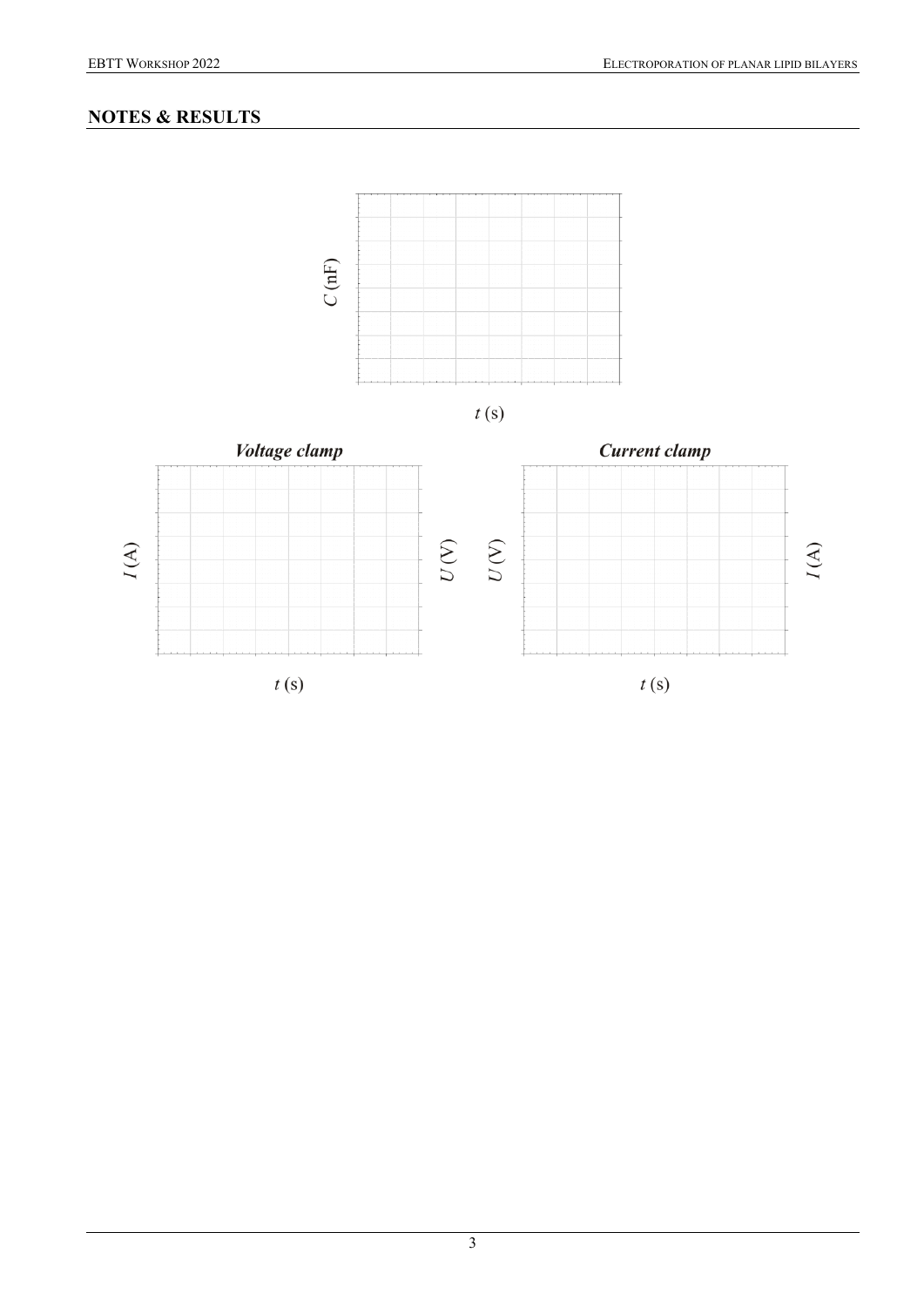## NOTES & RESULTS

$C$ (nF)

$t$ (s)

***Voltage clamp***

$I$ (A) | $U$ (V)

$t$ (s)

***Current clamp***

$U$ (V) | $I$ (A)

$t$ (s)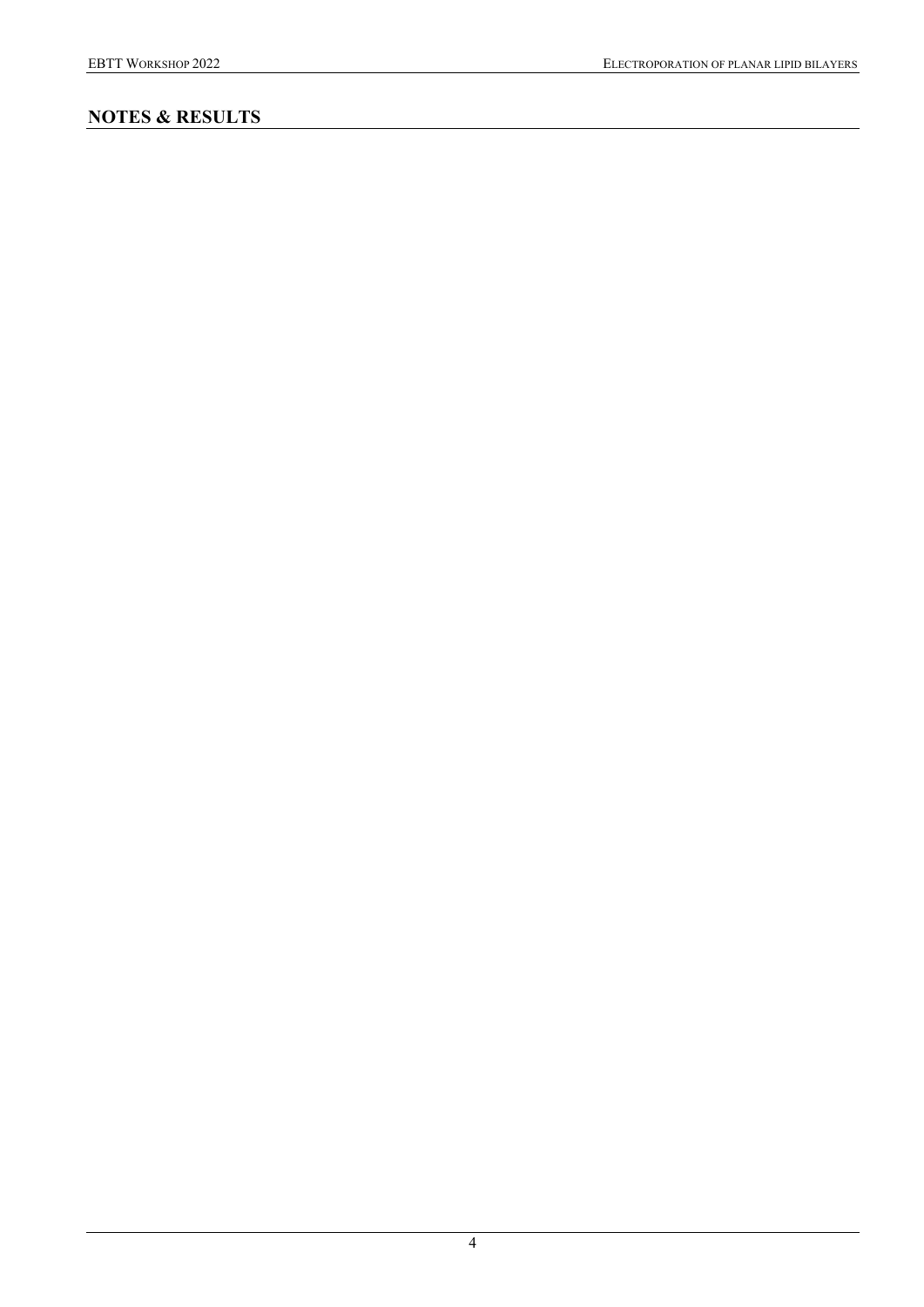## NOTES & RESULTS